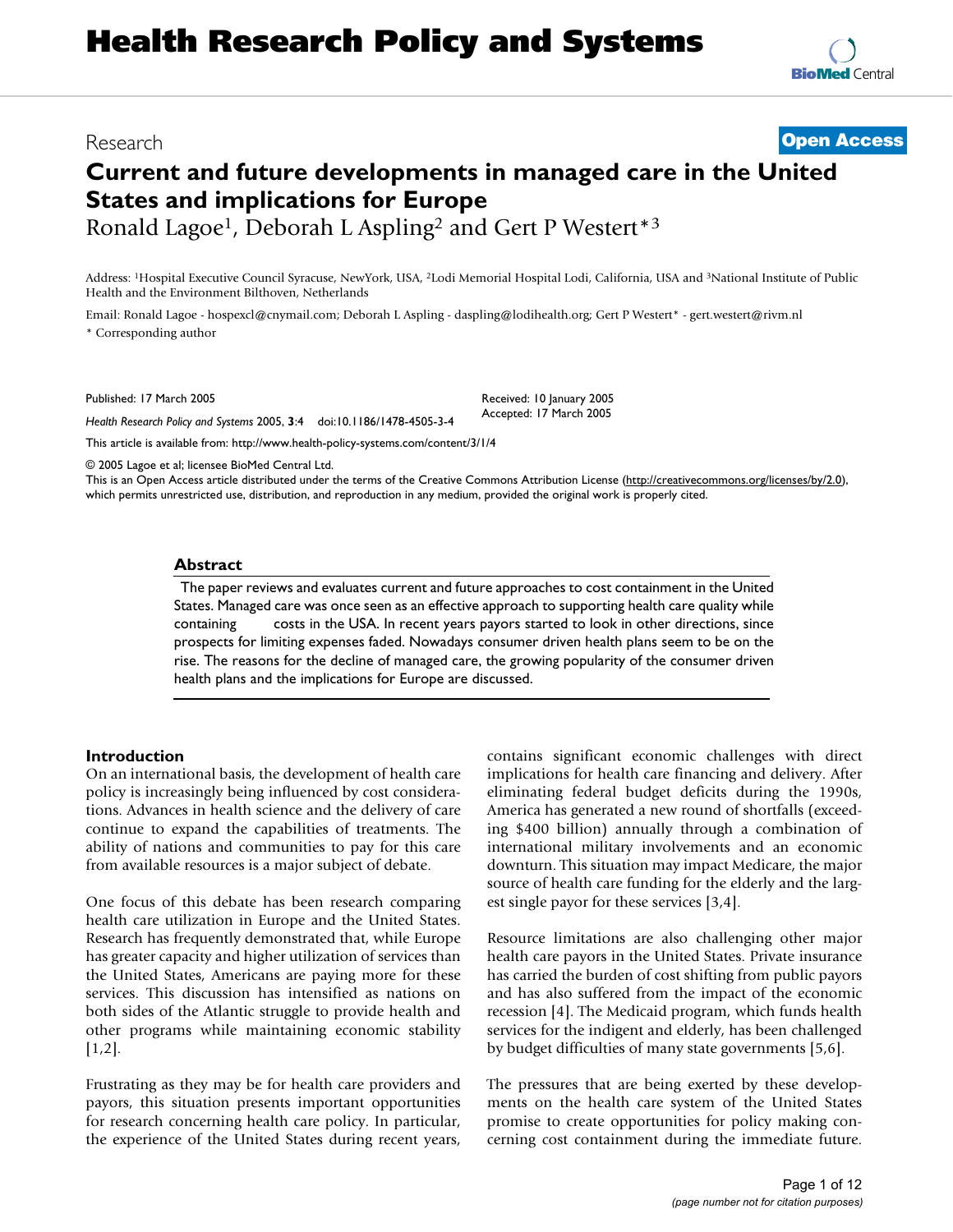# Health Research Policy and Systems

Research **Open Access**

# Current and future developments in managed care in the United States and implications for Europe

Ronald Lagoe[1], Deborah L Aspling[2] and Gert P Westert*[3]

Address: [1]Hospital Executive Council Syracuse, NewYork, USA, [2]Lodi Memorial Hospital Lodi, California, USA and [3]National Institute of Public Health and the Environment Bilthoven, Netherlands

Email: Ronald Lagoe - hospexcl@cnymail.com; Deborah L Aspling - daspling@lodihealth.org; Gert P Westert* - gert.westert@rivm.nl

* Corresponding author

Published: 17 March 2005

*Health Research Policy and Systems* 2005, **3**:4 doi:10.1186/1478-4505-3-4

Received: 10 January 2005
Accepted: 17 March 2005

This article is available from: http://www.health-policy-systems.com/content/3/1/4

© 2005 Lagoe et al; licensee BioMed Central Ltd.
This is an Open Access article distributed under the terms of the Creative Commons Attribution License (http://creativecommons.org/licenses/by/2.0), which permits unrestricted use, distribution, and reproduction in any medium, provided the original work is properly cited.

## Abstract

The paper reviews and evaluates current and future approaches to cost containment in the United States. Managed care was once seen as an effective approach to supporting health care quality while containing costs in the USA. In recent years payors started to look in other directions, since prospects for limiting expenses faded. Nowadays consumer driven health plans seem to be on the rise. The reasons for the decline of managed care, the growing popularity of the consumer driven health plans and the implications for Europe are discussed.

## Introduction

On an international basis, the development of health care policy is increasingly being influenced by cost considerations. Advances in health science and the delivery of care continue to expand the capabilities of treatments. The ability of nations and communities to pay for this care from available resources is a major subject of debate.

One focus of this debate has been research comparing health care utilization in Europe and the United States. Research has frequently demonstrated that, while Europe has greater capacity and higher utilization of services than the United States, Americans are paying more for these services. This discussion has intensified as nations on both sides of the Atlantic struggle to provide health and other programs while maintaining economic stability [1,2].

Frustrating as they may be for health care providers and payors, this situation presents important opportunities for research concerning health care policy. In particular, the experience of the United States during recent years, contains significant economic challenges with direct implications for health care financing and delivery. After eliminating federal budget deficits during the 1990s, America has generated a new round of shortfalls (exceeding $400 billion) annually through a combination of international military involvements and an economic downturn. This situation may impact Medicare, the major source of health care funding for the elderly and the largest single payor for these services [3,4].

Resource limitations are also challenging other major health care payors in the United States. Private insurance has carried the burden of cost shifting from public payors and has also suffered from the impact of the economic recession [4]. The Medicaid program, which funds health services for the indigent and elderly, has been challenged by budget difficulties of many state governments [5,6].

The pressures that are being exerted by these developments on the health care system of the United States promise to create opportunities for policy making concerning cost containment during the immediate future.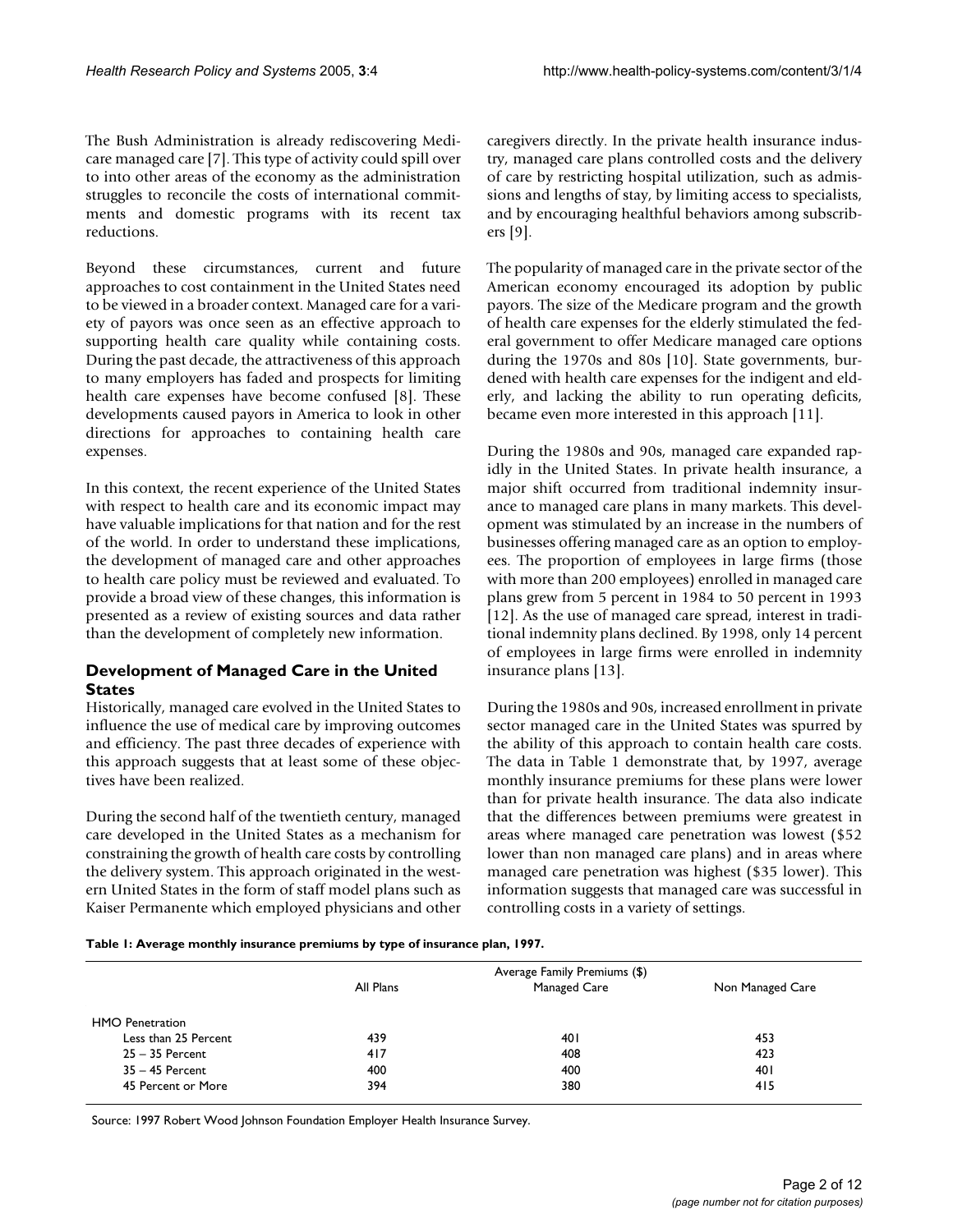The Bush Administration is already rediscovering Medicare managed care [7]. This type of activity could spill over to into other areas of the economy as the administration struggles to reconcile the costs of international commitments and domestic programs with its recent tax reductions.

Beyond these circumstances, current and future approaches to cost containment in the United States need to be viewed in a broader context. Managed care for a variety of payors was once seen as an effective approach to supporting health care quality while containing costs. During the past decade, the attractiveness of this approach to many employers has faded and prospects for limiting health care expenses have become confused [8]. These developments caused payors in America to look in other directions for approaches to containing health care expenses.

In this context, the recent experience of the United States with respect to health care and its economic impact may have valuable implications for that nation and for the rest of the world. In order to understand these implications, the development of managed care and other approaches to health care policy must be reviewed and evaluated. To provide a broad view of these changes, this information is presented as a review of existing sources and data rather than the development of completely new information.

## Development of Managed Care in the United States

Historically, managed care evolved in the United States to influence the use of medical care by improving outcomes and efficiency. The past three decades of experience with this approach suggests that at least some of these objectives have been realized.

During the second half of the twentieth century, managed care developed in the United States as a mechanism for constraining the growth of health care costs by controlling the delivery system. This approach originated in the western United States in the form of staff model plans such as Kaiser Permanente which employed physicians and other caregivers directly. In the private health insurance industry, managed care plans controlled costs and the delivery of care by restricting hospital utilization, such as admissions and lengths of stay, by limiting access to specialists, and by encouraging healthful behaviors among subscribers [9].

The popularity of managed care in the private sector of the American economy encouraged its adoption by public payors. The size of the Medicare program and the growth of health care expenses for the elderly stimulated the federal government to offer Medicare managed care options during the 1970s and 80s [10]. State governments, burdened with health care expenses for the indigent and elderly, and lacking the ability to run operating deficits, became even more interested in this approach [11].

During the 1980s and 90s, managed care expanded rapidly in the United States. In private health insurance, a major shift occurred from traditional indemnity insurance to managed care plans in many markets. This development was stimulated by an increase in the numbers of businesses offering managed care as an option to employees. The proportion of employees in large firms (those with more than 200 employees) enrolled in managed care plans grew from 5 percent in 1984 to 50 percent in 1993 [12]. As the use of managed care spread, interest in traditional indemnity plans declined. By 1998, only 14 percent of employees in large firms were enrolled in indemnity insurance plans [13].

During the 1980s and 90s, increased enrollment in private sector managed care in the United States was spurred by the ability of this approach to contain health care costs. The data in Table 1 demonstrate that, by 1997, average monthly insurance premiums for these plans were lower than for private health insurance. The data also indicate that the differences between premiums were greatest in areas where managed care penetration was lowest ($52 lower than non managed care plans) and in areas where managed care penetration was highest ($35 lower). This information suggests that managed care was successful in controlling costs in a variety of settings.

**Table 1: Average monthly insurance premiums by type of insurance plan, 1997.**

| | Average Family Premiums ($) | | |
|---|---|---|---|
| | All Plans | Managed Care | Non Managed Care |
| HMO Penetration | | | |
| Less than 25 Percent | 439 | 401 | 453 |
| 25 – 35 Percent | 417 | 408 | 423 |
| 35 – 45 Percent | 400 | 400 | 401 |
| 45 Percent or More | 394 | 380 | 415 |

Source: 1997 Robert Wood Johnson Foundation Employer Health Insurance Survey.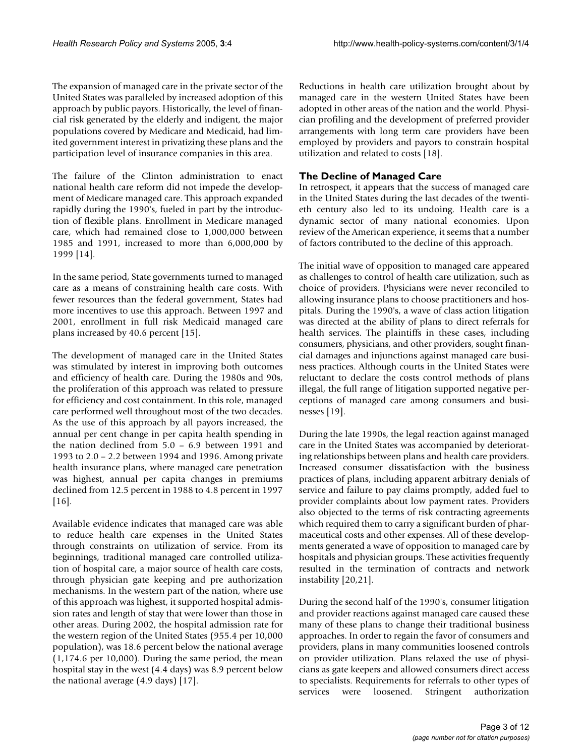The expansion of managed care in the private sector of the United States was paralleled by increased adoption of this approach by public payors. Historically, the level of financial risk generated by the elderly and indigent, the major populations covered by Medicare and Medicaid, had limited government interest in privatizing these plans and the participation level of insurance companies in this area.

The failure of the Clinton administration to enact national health care reform did not impede the development of Medicare managed care. This approach expanded rapidly during the 1990's, fueled in part by the introduction of flexible plans. Enrollment in Medicare managed care, which had remained close to 1,000,000 between 1985 and 1991, increased to more than 6,000,000 by 1999 [14].

In the same period, State governments turned to managed care as a means of constraining health care costs. With fewer resources than the federal government, States had more incentives to use this approach. Between 1997 and 2001, enrollment in full risk Medicaid managed care plans increased by 40.6 percent [15].

The development of managed care in the United States was stimulated by interest in improving both outcomes and efficiency of health care. During the 1980s and 90s, the proliferation of this approach was related to pressure for efficiency and cost containment. In this role, managed care performed well throughout most of the two decades. As the use of this approach by all payors increased, the annual per cent change in per capita health spending in the nation declined from 5.0 – 6.9 between 1991 and 1993 to 2.0 – 2.2 between 1994 and 1996. Among private health insurance plans, where managed care penetration was highest, annual per capita changes in premiums declined from 12.5 percent in 1988 to 4.8 percent in 1997 [16].

Available evidence indicates that managed care was able to reduce health care expenses in the United States through constraints on utilization of service. From its beginnings, traditional managed care controlled utilization of hospital care, a major source of health care costs, through physician gate keeping and pre authorization mechanisms. In the western part of the nation, where use of this approach was highest, it supported hospital admission rates and length of stay that were lower than those in other areas. During 2002, the hospital admission rate for the western region of the United States (955.4 per 10,000 population), was 18.6 percent below the national average (1,174.6 per 10,000). During the same period, the mean hospital stay in the west (4.4 days) was 8.9 percent below the national average (4.9 days) [17].

Reductions in health care utilization brought about by managed care in the western United States have been adopted in other areas of the nation and the world. Physician profiling and the development of preferred provider arrangements with long term care providers have been employed by providers and payors to constrain hospital utilization and related to costs [18].

## The Decline of Managed Care

In retrospect, it appears that the success of managed care in the United States during the last decades of the twentieth century also led to its undoing. Health care is a dynamic sector of many national economies. Upon review of the American experience, it seems that a number of factors contributed to the decline of this approach.

The initial wave of opposition to managed care appeared as challenges to control of health care utilization, such as choice of providers. Physicians were never reconciled to allowing insurance plans to choose practitioners and hospitals. During the 1990's, a wave of class action litigation was directed at the ability of plans to direct referrals for health services. The plaintiffs in these cases, including consumers, physicians, and other providers, sought financial damages and injunctions against managed care business practices. Although courts in the United States were reluctant to declare the costs control methods of plans illegal, the full range of litigation supported negative perceptions of managed care among consumers and businesses [19].

During the late 1990s, the legal reaction against managed care in the United States was accompanied by deteriorating relationships between plans and health care providers. Increased consumer dissatisfaction with the business practices of plans, including apparent arbitrary denials of service and failure to pay claims promptly, added fuel to provider complaints about low payment rates. Providers also objected to the terms of risk contracting agreements which required them to carry a significant burden of pharmaceutical costs and other expenses. All of these developments generated a wave of opposition to managed care by hospitals and physician groups. These activities frequently resulted in the termination of contracts and network instability [20,21].

During the second half of the 1990's, consumer litigation and provider reactions against managed care caused these many of these plans to change their traditional business approaches. In order to regain the favor of consumers and providers, plans in many communities loosened controls on provider utilization. Plans relaxed the use of physicians as gate keepers and allowed consumers direct access to specialists. Requirements for referrals to other types of services were loosened. Stringent authorization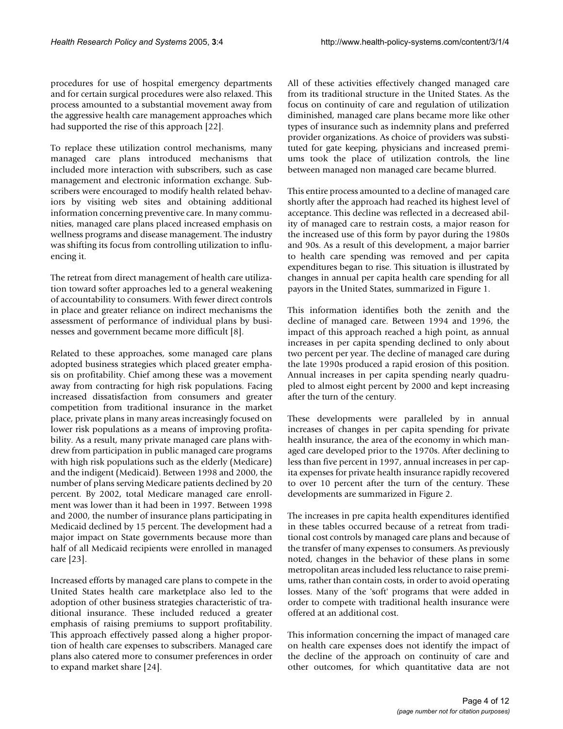procedures for use of hospital emergency departments and for certain surgical procedures were also relaxed. This process amounted to a substantial movement away from the aggressive health care management approaches which had supported the rise of this approach [22].

To replace these utilization control mechanisms, many managed care plans introduced mechanisms that included more interaction with subscribers, such as case management and electronic information exchange. Subscribers were encouraged to modify health related behaviors by visiting web sites and obtaining additional information concerning preventive care. In many communities, managed care plans placed increased emphasis on wellness programs and disease management. The industry was shifting its focus from controlling utilization to influencing it.

The retreat from direct management of health care utilization toward softer approaches led to a general weakening of accountability to consumers. With fewer direct controls in place and greater reliance on indirect mechanisms the assessment of performance of individual plans by businesses and government became more difficult [8].

Related to these approaches, some managed care plans adopted business strategies which placed greater emphasis on profitability. Chief among these was a movement away from contracting for high risk populations. Facing increased dissatisfaction from consumers and greater competition from traditional insurance in the market place, private plans in many areas increasingly focused on lower risk populations as a means of improving profitability. As a result, many private managed care plans withdrew from participation in public managed care programs with high risk populations such as the elderly (Medicare) and the indigent (Medicaid). Between 1998 and 2000, the number of plans serving Medicare patients declined by 20 percent. By 2002, total Medicare managed care enrollment was lower than it had been in 1997. Between 1998 and 2000, the number of insurance plans participating in Medicaid declined by 15 percent. The development had a major impact on State governments because more than half of all Medicaid recipients were enrolled in managed care [23].

Increased efforts by managed care plans to compete in the United States health care marketplace also led to the adoption of other business strategies characteristic of traditional insurance. These included reduced a greater emphasis of raising premiums to support profitability. This approach effectively passed along a higher proportion of health care expenses to subscribers. Managed care plans also catered more to consumer preferences in order to expand market share [24].

All of these activities effectively changed managed care from its traditional structure in the United States. As the focus on continuity of care and regulation of utilization diminished, managed care plans became more like other types of insurance such as indemnity plans and preferred provider organizations. As choice of providers was substituted for gate keeping, physicians and increased premiums took the place of utilization controls, the line between managed non managed care became blurred.

This entire process amounted to a decline of managed care shortly after the approach had reached its highest level of acceptance. This decline was reflected in a decreased ability of managed care to restrain costs, a major reason for the increased use of this form by payor during the 1980s and 90s. As a result of this development, a major barrier to health care spending was removed and per capita expenditures began to rise. This situation is illustrated by changes in annual per capita health care spending for all payors in the United States, summarized in Figure 1.

This information identifies both the zenith and the decline of managed care. Between 1994 and 1996, the impact of this approach reached a high point, as annual increases in per capita spending declined to only about two percent per year. The decline of managed care during the late 1990s produced a rapid erosion of this position. Annual increases in per capita spending nearly quadrupled to almost eight percent by 2000 and kept increasing after the turn of the century.

These developments were paralleled by in annual increases of changes in per capita spending for private health insurance, the area of the economy in which managed care developed prior to the 1970s. After declining to less than five percent in 1997, annual increases in per capita expenses for private health insurance rapidly recovered to over 10 percent after the turn of the century. These developments are summarized in Figure 2.

The increases in pre capita health expenditures identified in these tables occurred because of a retreat from traditional cost controls by managed care plans and because of the transfer of many expenses to consumers. As previously noted, changes in the behavior of these plans in some metropolitan areas included less reluctance to raise premiums, rather than contain costs, in order to avoid operating losses. Many of the 'soft' programs that were added in order to compete with traditional health insurance were offered at an additional cost.

This information concerning the impact of managed care on health care expenses does not identify the impact of the decline of the approach on continuity of care and other outcomes, for which quantitative data are not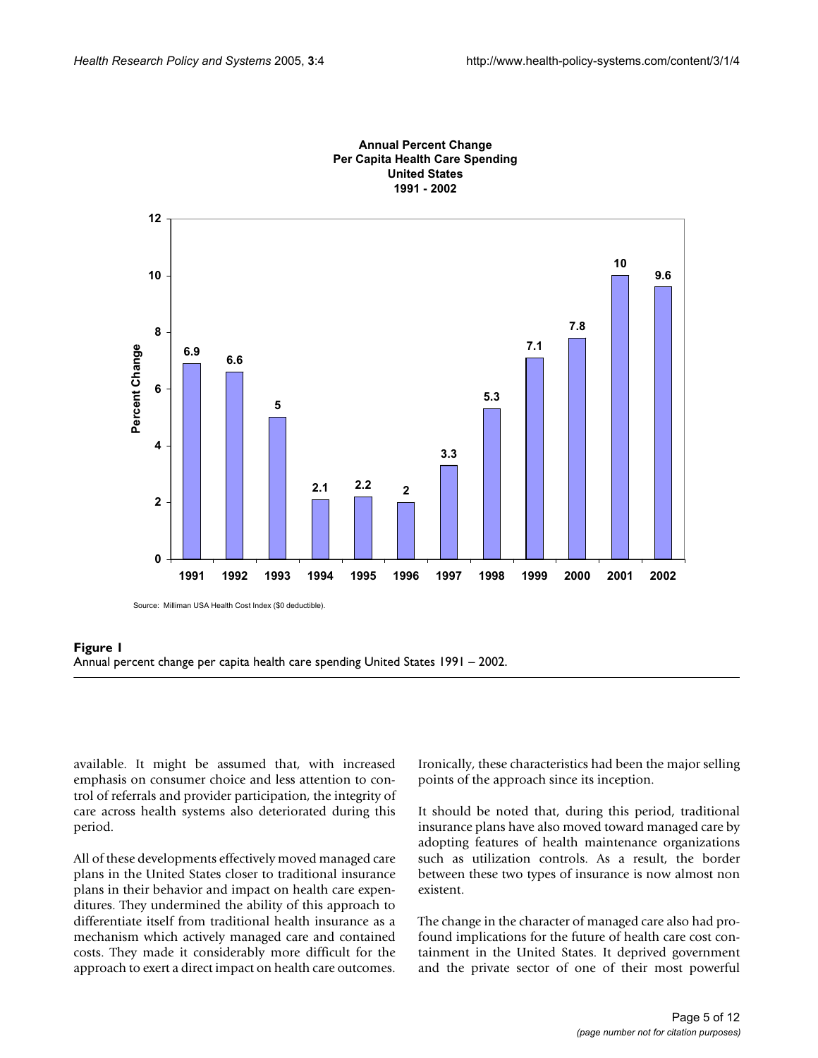**Annual Percent Change Per Capita Health Care Spending United States 1991 - 2002**

| Year | Percent Change |
|---|---|
| 1991 | 6.9 |
| 1992 | 6.6 |
| 1993 | 5 |
| 1994 | 2.1 |
| 1995 | 2.2 |
| 1996 | 2 |
| 1997 | 3.3 |
| 1998 | 5.3 |
| 1999 | 7.1 |
| 2000 | 7.8 |
| 2001 | 10 |
| 2002 | 9.6 |

Source: Milliman USA Health Cost Index ($0 deductible).

**Figure 1**
Annual percent change per capita health care spending United States 1991 – 2002.

available. It might be assumed that, with increased emphasis on consumer choice and less attention to control of referrals and provider participation, the integrity of care across health systems also deteriorated during this period.

All of these developments effectively moved managed care plans in the United States closer to traditional insurance plans in their behavior and impact on health care expenditures. They undermined the ability of this approach to differentiate itself from traditional health insurance as a mechanism which actively managed care and contained costs. They made it considerably more difficult for the approach to exert a direct impact on health care outcomes. Ironically, these characteristics had been the major selling points of the approach since its inception.

It should be noted that, during this period, traditional insurance plans have also moved toward managed care by adopting features of health maintenance organizations such as utilization controls. As a result, the border between these two types of insurance is now almost non existent.

The change in the character of managed care also had profound implications for the future of health care cost containment in the United States. It deprived government and the private sector of one of their most powerful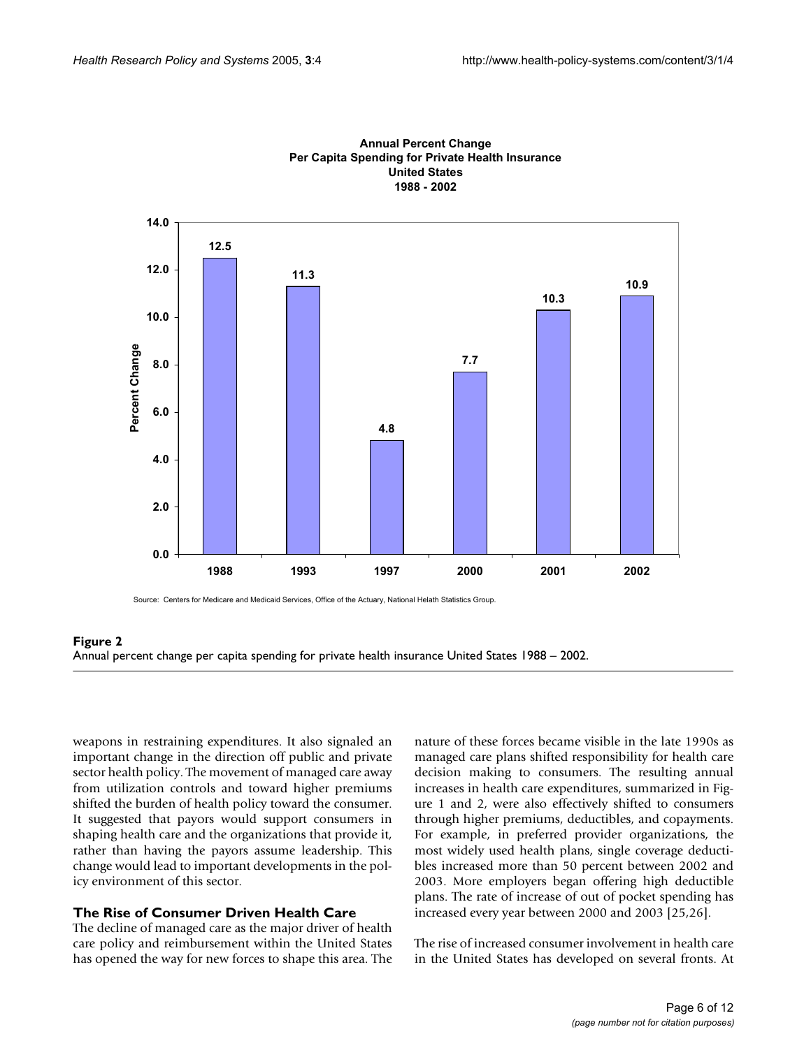**Figure 2**
Annual percent change per capita spending for private health insurance United States 1988 – 2002.

weapons in restraining expenditures. It also signaled an important change in the direction off public and private sector health policy. The movement of managed care away from utilization controls and toward higher premiums shifted the burden of health policy toward the consumer. It suggested that payors would support consumers in shaping health care and the organizations that provide it, rather than having the payors assume leadership. This change would lead to important developments in the policy environment of this sector.

## The Rise of Consumer Driven Health Care

The decline of managed care as the major driver of health care policy and reimbursement within the United States has opened the way for new forces to shape this area. The nature of these forces became visible in the late 1990s as managed care plans shifted responsibility for health care decision making to consumers. The resulting annual increases in health care expenditures, summarized in Figure 1 and 2, were also effectively shifted to consumers through higher premiums, deductibles, and copayments. For example, in preferred provider organizations, the most widely used health plans, single coverage deductibles increased more than 50 percent between 2002 and 2003. More employers began offering high deductible plans. The rate of increase of out of pocket spending has increased every year between 2000 and 2003 [25,26].

The rise of increased consumer involvement in health care in the United States has developed on several fronts. At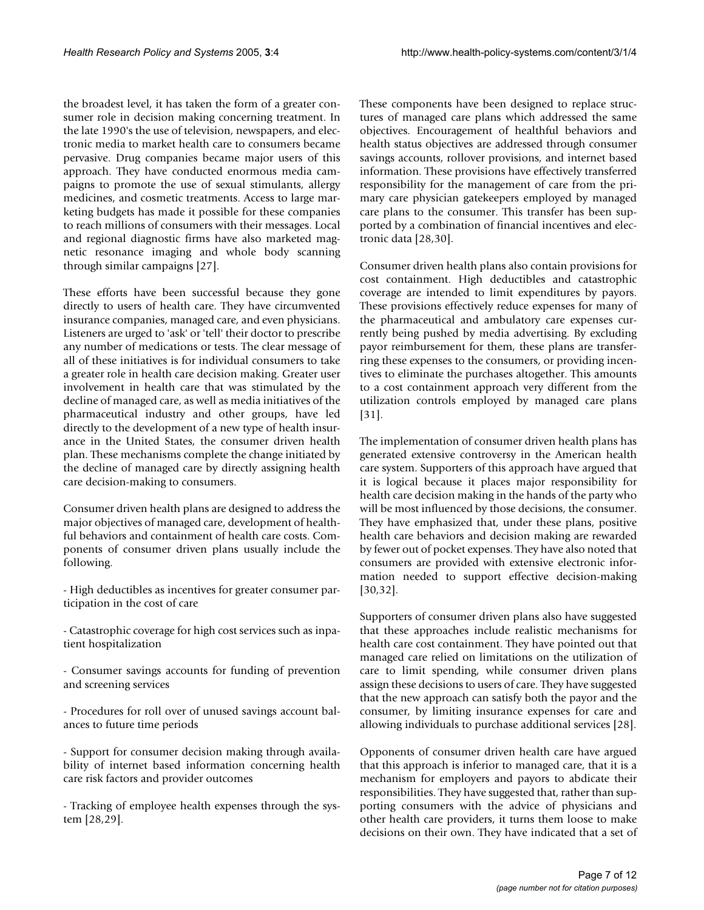the broadest level, it has taken the form of a greater consumer role in decision making concerning treatment. In the late 1990's the use of television, newspapers, and electronic media to market health care to consumers became pervasive. Drug companies became major users of this approach. They have conducted enormous media campaigns to promote the use of sexual stimulants, allergy medicines, and cosmetic treatments. Access to large marketing budgets has made it possible for these companies to reach millions of consumers with their messages. Local and regional diagnostic firms have also marketed magnetic resonance imaging and whole body scanning through similar campaigns [27].

These efforts have been successful because they gone directly to users of health care. They have circumvented insurance companies, managed care, and even physicians. Listeners are urged to 'ask' or 'tell' their doctor to prescribe any number of medications or tests. The clear message of all of these initiatives is for individual consumers to take a greater role in health care decision making. Greater user involvement in health care that was stimulated by the decline of managed care, as well as media initiatives of the pharmaceutical industry and other groups, have led directly to the development of a new type of health insurance in the United States, the consumer driven health plan. These mechanisms complete the change initiated by the decline of managed care by directly assigning health care decision-making to consumers.

Consumer driven health plans are designed to address the major objectives of managed care, development of healthful behaviors and containment of health care costs. Components of consumer driven plans usually include the following.

- High deductibles as incentives for greater consumer participation in the cost of care

- Catastrophic coverage for high cost services such as inpatient hospitalization

- Consumer savings accounts for funding of prevention and screening services

- Procedures for roll over of unused savings account balances to future time periods

- Support for consumer decision making through availability of internet based information concerning health care risk factors and provider outcomes

- Tracking of employee health expenses through the system [28,29].

These components have been designed to replace structures of managed care plans which addressed the same objectives. Encouragement of healthful behaviors and health status objectives are addressed through consumer savings accounts, rollover provisions, and internet based information. These provisions have effectively transferred responsibility for the management of care from the primary care physician gatekeepers employed by managed care plans to the consumer. This transfer has been supported by a combination of financial incentives and electronic data [28,30].

Consumer driven health plans also contain provisions for cost containment. High deductibles and catastrophic coverage are intended to limit expenditures by payors. These provisions effectively reduce expenses for many of the pharmaceutical and ambulatory care expenses currently being pushed by media advertising. By excluding payor reimbursement for them, these plans are transferring these expenses to the consumers, or providing incentives to eliminate the purchases altogether. This amounts to a cost containment approach very different from the utilization controls employed by managed care plans [31].

The implementation of consumer driven health plans has generated extensive controversy in the American health care system. Supporters of this approach have argued that it is logical because it places major responsibility for health care decision making in the hands of the party who will be most influenced by those decisions, the consumer. They have emphasized that, under these plans, positive health care behaviors and decision making are rewarded by fewer out of pocket expenses. They have also noted that consumers are provided with extensive electronic information needed to support effective decision-making [30,32].

Supporters of consumer driven plans also have suggested that these approaches include realistic mechanisms for health care cost containment. They have pointed out that managed care relied on limitations on the utilization of care to limit spending, while consumer driven plans assign these decisions to users of care. They have suggested that the new approach can satisfy both the payor and the consumer, by limiting insurance expenses for care and allowing individuals to purchase additional services [28].

Opponents of consumer driven health care have argued that this approach is inferior to managed care, that it is a mechanism for employers and payors to abdicate their responsibilities. They have suggested that, rather than supporting consumers with the advice of physicians and other health care providers, it turns them loose to make decisions on their own. They have indicated that a set of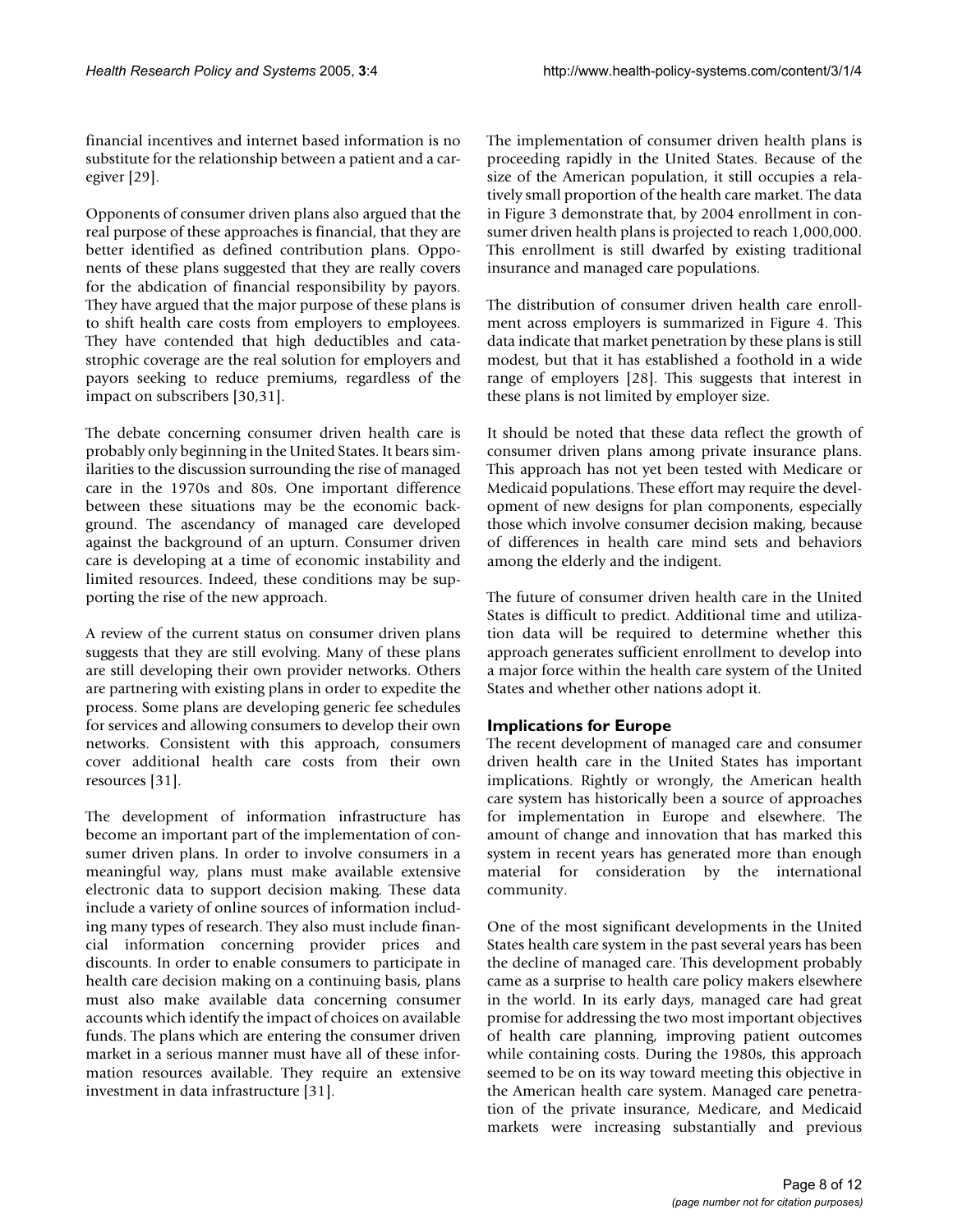financial incentives and internet based information is no substitute for the relationship between a patient and a caregiver [29].

Opponents of consumer driven plans also argued that the real purpose of these approaches is financial, that they are better identified as defined contribution plans. Opponents of these plans suggested that they are really covers for the abdication of financial responsibility by payors. They have argued that the major purpose of these plans is to shift health care costs from employers to employees. They have contended that high deductibles and catastrophic coverage are the real solution for employers and payors seeking to reduce premiums, regardless of the impact on subscribers [30,31].

The debate concerning consumer driven health care is probably only beginning in the United States. It bears similarities to the discussion surrounding the rise of managed care in the 1970s and 80s. One important difference between these situations may be the economic background. The ascendancy of managed care developed against the background of an upturn. Consumer driven care is developing at a time of economic instability and limited resources. Indeed, these conditions may be supporting the rise of the new approach.

A review of the current status on consumer driven plans suggests that they are still evolving. Many of these plans are still developing their own provider networks. Others are partnering with existing plans in order to expedite the process. Some plans are developing generic fee schedules for services and allowing consumers to develop their own networks. Consistent with this approach, consumers cover additional health care costs from their own resources [31].

The development of information infrastructure has become an important part of the implementation of consumer driven plans. In order to involve consumers in a meaningful way, plans must make available extensive electronic data to support decision making. These data include a variety of online sources of information including many types of research. They also must include financial information concerning provider prices and discounts. In order to enable consumers to participate in health care decision making on a continuing basis, plans must also make available data concerning consumer accounts which identify the impact of choices on available funds. The plans which are entering the consumer driven market in a serious manner must have all of these information resources available. They require an extensive investment in data infrastructure [31].

The implementation of consumer driven health plans is proceeding rapidly in the United States. Because of the size of the American population, it still occupies a relatively small proportion of the health care market. The data in Figure 3 demonstrate that, by 2004 enrollment in consumer driven health plans is projected to reach 1,000,000. This enrollment is still dwarfed by existing traditional insurance and managed care populations.

The distribution of consumer driven health care enrollment across employers is summarized in Figure 4. This data indicate that market penetration by these plans is still modest, but that it has established a foothold in a wide range of employers [28]. This suggests that interest in these plans is not limited by employer size.

It should be noted that these data reflect the growth of consumer driven plans among private insurance plans. This approach has not yet been tested with Medicare or Medicaid populations. These effort may require the development of new designs for plan components, especially those which involve consumer decision making, because of differences in health care mind sets and behaviors among the elderly and the indigent.

The future of consumer driven health care in the United States is difficult to predict. Additional time and utilization data will be required to determine whether this approach generates sufficient enrollment to develop into a major force within the health care system of the United States and whether other nations adopt it.

## Implications for Europe

The recent development of managed care and consumer driven health care in the United States has important implications. Rightly or wrongly, the American health care system has historically been a source of approaches for implementation in Europe and elsewhere. The amount of change and innovation that has marked this system in recent years has generated more than enough material for consideration by the international community.

One of the most significant developments in the United States health care system in the past several years has been the decline of managed care. This development probably came as a surprise to health care policy makers elsewhere in the world. In its early days, managed care had great promise for addressing the two most important objectives of health care planning, improving patient outcomes while containing costs. During the 1980s, this approach seemed to be on its way toward meeting this objective in the American health care system. Managed care penetration of the private insurance, Medicare, and Medicaid markets were increasing substantially and previous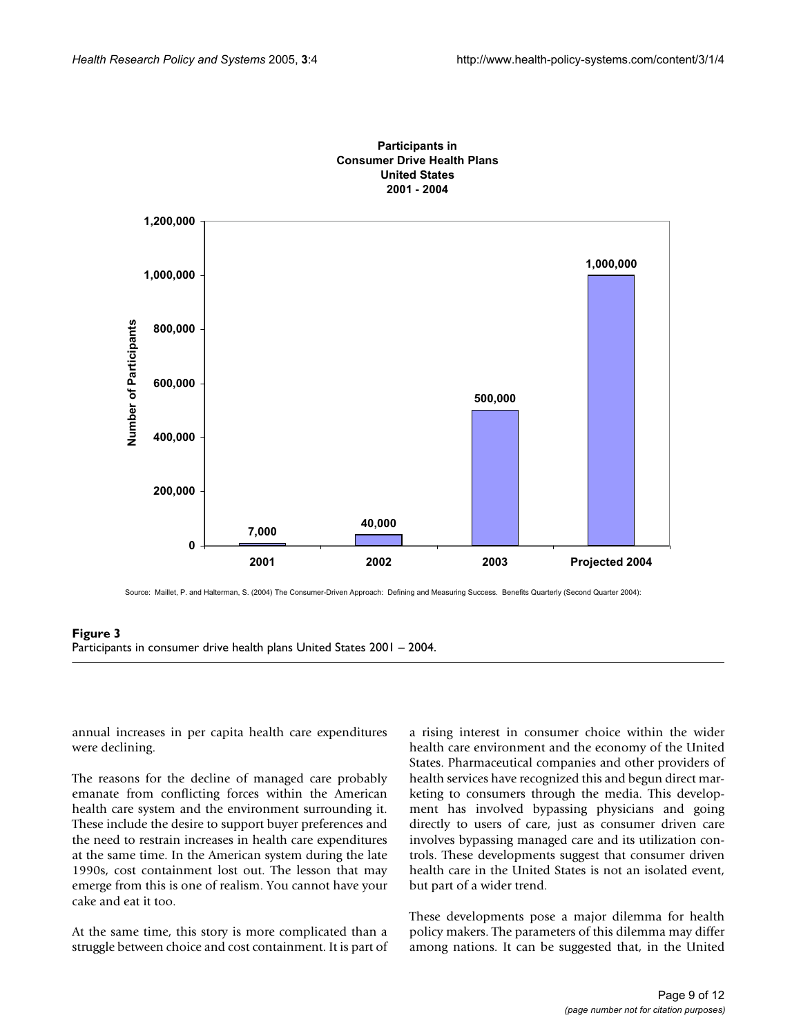**Figure 3**
Participants in consumer drive health plans United States 2001 – 2004.

annual increases in per capita health care expenditures were declining.

The reasons for the decline of managed care probably emanate from conflicting forces within the American health care system and the environment surrounding it. These include the desire to support buyer preferences and the need to restrain increases in health care expenditures at the same time. In the American system during the late 1990s, cost containment lost out. The lesson that may emerge from this is one of realism. You cannot have your cake and eat it too.

At the same time, this story is more complicated than a struggle between choice and cost containment. It is part of a rising interest in consumer choice within the wider health care environment and the economy of the United States. Pharmaceutical companies and other providers of health services have recognized this and begun direct marketing to consumers through the media. This development has involved bypassing physicians and going directly to users of care, just as consumer driven care involves bypassing managed care and its utilization controls. These developments suggest that consumer driven health care in the United States is not an isolated event, but part of a wider trend.

These developments pose a major dilemma for health policy makers. The parameters of this dilemma may differ among nations. It can be suggested that, in the United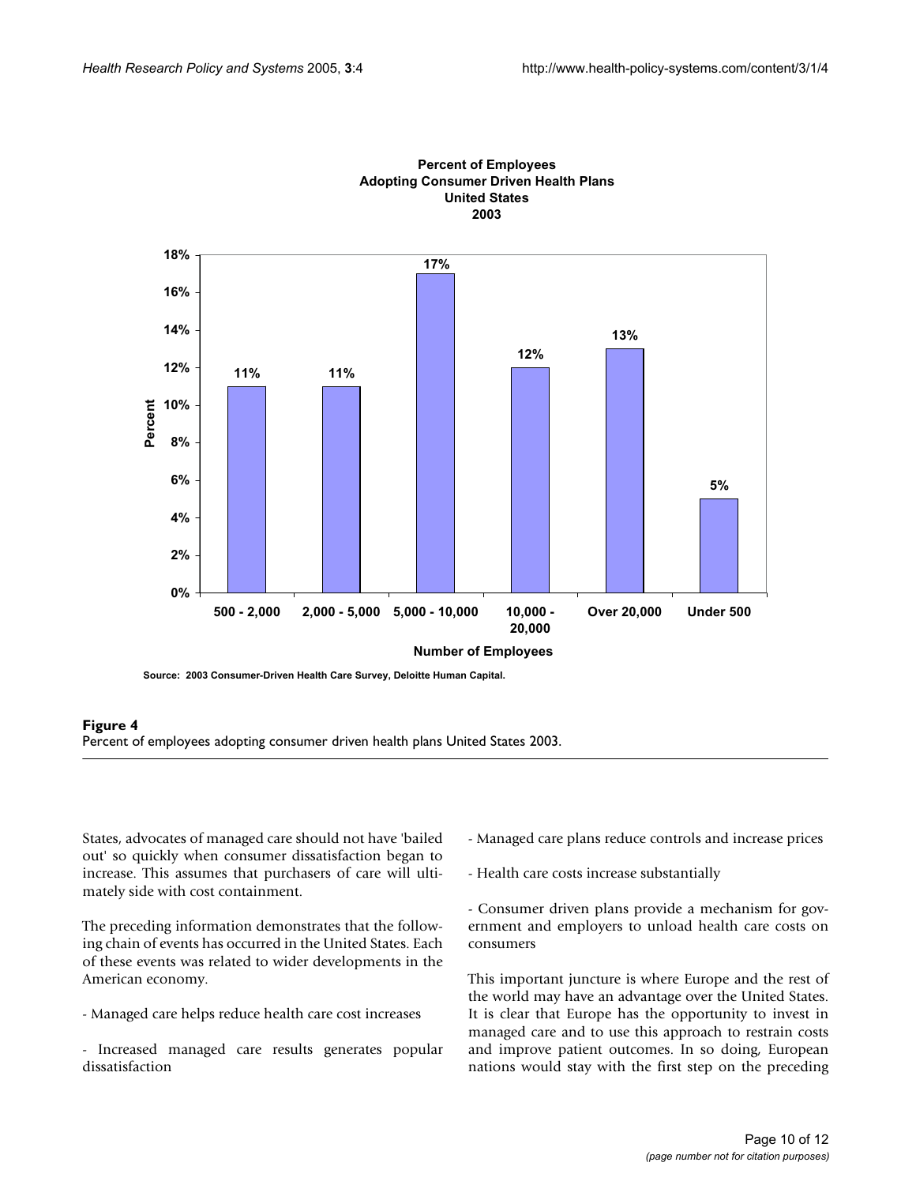**Percent of Employees Adopting Consumer Driven Health Plans United States 2003**

Source: 2003 Consumer-Driven Health Care Survey, Deloitte Human Capital.

**Figure 4**
Percent of employees adopting consumer driven health plans United States 2003.

States, advocates of managed care should not have 'bailed out' so quickly when consumer dissatisfaction began to increase. This assumes that purchasers of care will ultimately side with cost containment.

The preceding information demonstrates that the following chain of events has occurred in the United States. Each of these events was related to wider developments in the American economy.

- Managed care helps reduce health care cost increases

- Increased managed care results generates popular dissatisfaction

- Managed care plans reduce controls and increase prices

- Health care costs increase substantially

- Consumer driven plans provide a mechanism for government and employers to unload health care costs on consumers

This important juncture is where Europe and the rest of the world may have an advantage over the United States. It is clear that Europe has the opportunity to invest in managed care and to use this approach to restrain costs and improve patient outcomes. In so doing, European nations would stay with the first step on the preceding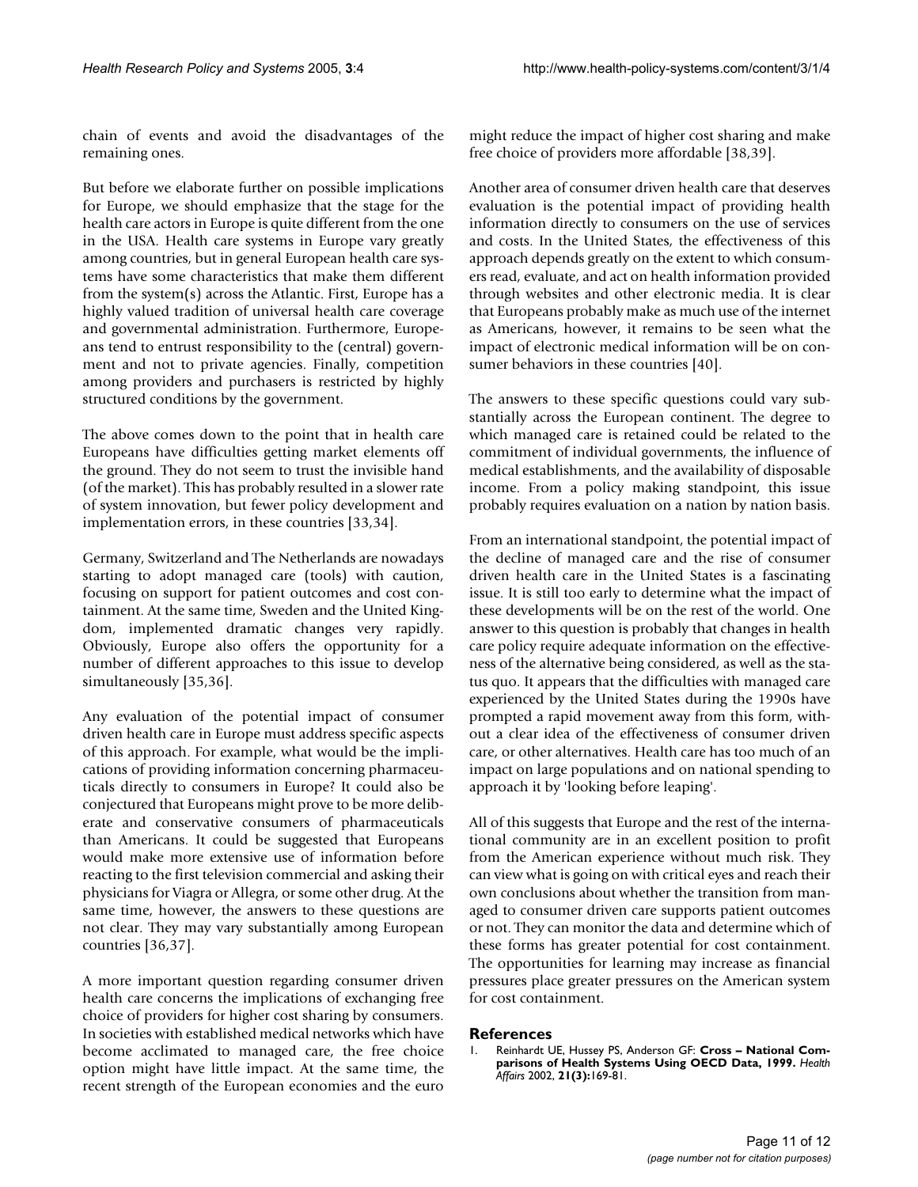chain of events and avoid the disadvantages of the remaining ones.

But before we elaborate further on possible implications for Europe, we should emphasize that the stage for the health care actors in Europe is quite different from the one in the USA. Health care systems in Europe vary greatly among countries, but in general European health care systems have some characteristics that make them different from the system(s) across the Atlantic. First, Europe has a highly valued tradition of universal health care coverage and governmental administration. Furthermore, Europeans tend to entrust responsibility to the (central) government and not to private agencies. Finally, competition among providers and purchasers is restricted by highly structured conditions by the government.

The above comes down to the point that in health care Europeans have difficulties getting market elements off the ground. They do not seem to trust the invisible hand (of the market). This has probably resulted in a slower rate of system innovation, but fewer policy development and implementation errors, in these countries [33,34].

Germany, Switzerland and The Netherlands are nowadays starting to adopt managed care (tools) with caution, focusing on support for patient outcomes and cost containment. At the same time, Sweden and the United Kingdom, implemented dramatic changes very rapidly. Obviously, Europe also offers the opportunity for a number of different approaches to this issue to develop simultaneously [35,36].

Any evaluation of the potential impact of consumer driven health care in Europe must address specific aspects of this approach. For example, what would be the implications of providing information concerning pharmaceuticals directly to consumers in Europe? It could also be conjectured that Europeans might prove to be more deliberate and conservative consumers of pharmaceuticals than Americans. It could be suggested that Europeans would make more extensive use of information before reacting to the first television commercial and asking their physicians for Viagra or Allegra, or some other drug. At the same time, however, the answers to these questions are not clear. They may vary substantially among European countries [36,37].

A more important question regarding consumer driven health care concerns the implications of exchanging free choice of providers for higher cost sharing by consumers. In societies with established medical networks which have become acclimated to managed care, the free choice option might have little impact. At the same time, the recent strength of the European economies and the euro might reduce the impact of higher cost sharing and make free choice of providers more affordable [38,39].

Another area of consumer driven health care that deserves evaluation is the potential impact of providing health information directly to consumers on the use of services and costs. In the United States, the effectiveness of this approach depends greatly on the extent to which consumers read, evaluate, and act on health information provided through websites and other electronic media. It is clear that Europeans probably make as much use of the internet as Americans, however, it remains to be seen what the impact of electronic medical information will be on consumer behaviors in these countries [40].

The answers to these specific questions could vary substantially across the European continent. The degree to which managed care is retained could be related to the commitment of individual governments, the influence of medical establishments, and the availability of disposable income. From a policy making standpoint, this issue probably requires evaluation on a nation by nation basis.

From an international standpoint, the potential impact of the decline of managed care and the rise of consumer driven health care in the United States is a fascinating issue. It is still too early to determine what the impact of these developments will be on the rest of the world. One answer to this question is probably that changes in health care policy require adequate information on the effectiveness of the alternative being considered, as well as the status quo. It appears that the difficulties with managed care experienced by the United States during the 1990s have prompted a rapid movement away from this form, without a clear idea of the effectiveness of consumer driven care, or other alternatives. Health care has too much of an impact on large populations and on national spending to approach it by 'looking before leaping'.

All of this suggests that Europe and the rest of the international community are in an excellent position to profit from the American experience without much risk. They can view what is going on with critical eyes and reach their own conclusions about whether the transition from managed to consumer driven care supports patient outcomes or not. They can monitor the data and determine which of these forms has greater potential for cost containment. The opportunities for learning may increase as financial pressures place greater pressures on the American system for cost containment.

## References

1. Reinhardt UE, Hussey PS, Anderson GF: **Cross – National Comparisons of Health Systems Using OECD Data, 1999.** *Health Affairs* 2002, **21(3):**169-81.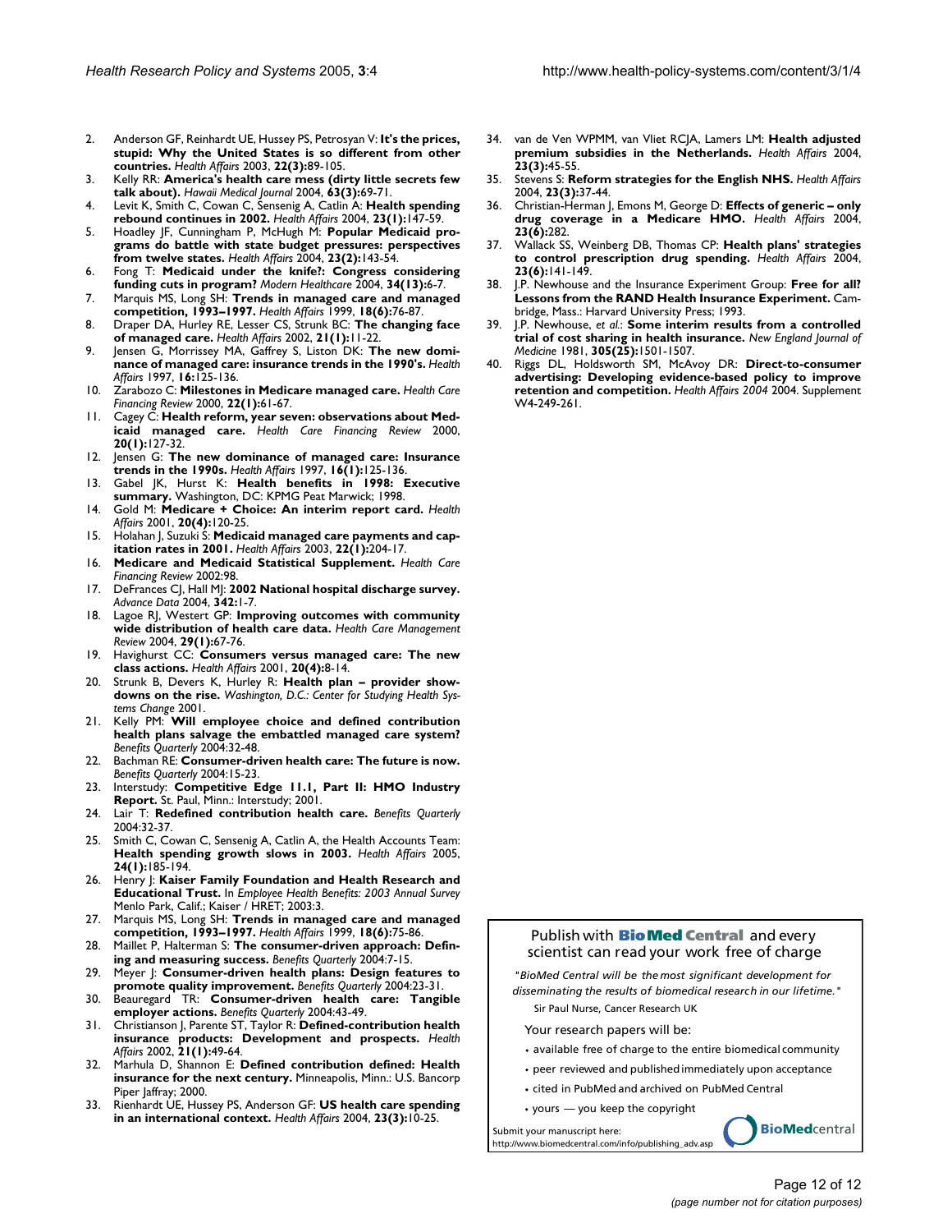2. Anderson GF, Reinhardt UE, Hussey PS, Petrosyan V: **It's the prices, stupid: Why the United States is so different from other countries.** *Health Affairs* 2003, **22(3):**89-105.
3. Kelly RR: **America's health care mess (dirty little secrets few talk about).** *Hawaii Medical Journal* 2004, **63(3):**69-71.
4. Levit K, Smith C, Cowan C, Sensenig A, Catlin A: **Health spending rebound continues in 2002.** *Health Affairs* 2004, **23(1):**147-59.
5. Hoadley JF, Cunningham P, McHugh M: **Popular Medicaid programs do battle with state budget pressures: perspectives from twelve states.** *Health Affairs* 2004, **23(2):**143-54.
6. Fong T: **Medicaid under the knife?: Congress considering funding cuts in program?** *Modern Healthcare* 2004, **34(13):**6-7.
7. Marquis MS, Long SH: **Trends in managed care and managed competition, 1993–1997.** *Health Affairs* 1999, **18(6):**76-87.
8. Draper DA, Hurley RE, Lesser CS, Strunk BC: **The changing face of managed care.** *Health Affairs* 2002, **21(1):**11-22.
9. Jensen G, Morrissey MA, Gaffrey S, Liston DK: **The new dominance of managed care: insurance trends in the 1990's.** *Health Affairs* 1997, **16:**125-136.
10. Zarabozo C: **Milestones in Medicare managed care.** *Health Care Financing Review* 2000, **22(1):**61-67.
11. Cagey C: **Health reform, year seven: observations about Medicaid managed care.** *Health Care Financing Review* 2000, **20(1):**127-32.
12. Jensen G: **The new dominance of managed care: Insurance trends in the 1990s.** *Health Affairs* 1997, **16(1):**125-136.
13. Gabel JK, Hurst K: **Health benefits in 1998: Executive summary.** Washington, DC: KPMG Peat Marwick; 1998.
14. Gold M: **Medicare + Choice: An interim report card.** *Health Affairs* 2001, **20(4):**120-25.
15. Holahan J, Suzuki S: **Medicaid managed care payments and capitation rates in 2001.** *Health Affairs* 2003, **22(1):**204-17.
16. **Medicare and Medicaid Statistical Supplement.** *Health Care Financing Review* 2002:98.
17. DeFrances CJ, Hall MJ: **2002 National hospital discharge survey.** *Advance Data* 2004, **342:**1-7.
18. Lagoe RJ, Westert GP: **Improving outcomes with community wide distribution of health care data.** *Health Care Management Review* 2004, **29(1):**67-76.
19. Havighurst CC: **Consumers versus managed care: The new class actions.** *Health Affairs* 2001, **20(4):**8-14.
20. Strunk B, Devers K, Hurley R: **Health plan – provider showdowns on the rise.** *Washington, D.C.: Center for Studying Health Systems Change* 2001.
21. Kelly PM: **Will employee choice and defined contribution health plans salvage the embattled managed care system?** *Benefits Quarterly* 2004:32-48.
22. Bachman RE: **Consumer-driven health care: The future is now.** *Benefits Quarterly* 2004:15-23.
23. Interstudy: **Competitive Edge 11.1, Part II: HMO Industry Report.** St. Paul, Minn.: Interstudy; 2001.
24. Lair T: **Redefined contribution health care.** *Benefits Quarterly* 2004:32-37.
25. Smith C, Cowan C, Sensenig A, Catlin A, the Health Accounts Team: **Health spending growth slows in 2003.** *Health Affairs* 2005, **24(1):**185-194.
26. Henry J: **Kaiser Family Foundation and Health Research and Educational Trust.** In *Employee Health Benefits: 2003 Annual Survey* Menlo Park, Calif.; Kaiser / HRET; 2003:3.
27. Marquis MS, Long SH: **Trends in managed care and managed competition, 1993–1997.** *Health Affairs* 1999, **18(6):**75-86.
28. Maillet P, Halterman S: **The consumer-driven approach: Defining and measuring success.** *Benefits Quarterly* 2004:7-15.
29. Meyer J: **Consumer-driven health plans: Design features to promote quality improvement.** *Benefits Quarterly* 2004:23-31.
30. Beauregard TR: **Consumer-driven health care: Tangible employer actions.** *Benefits Quarterly* 2004:43-49.
31. Christianson J, Parente ST, Taylor R: **Defined-contribution health insurance products: Development and prospects.** *Health Affairs* 2002, **21(1):**49-64.
32. Marhula D, Shannon E: **Defined contribution defined: Health insurance for the next century.** Minneapolis, Minn.: U.S. Bancorp Piper Jaffray; 2000.
33. Rienhardt UE, Hussey PS, Anderson GF: **US health care spending in an international context.** *Health Affairs* 2004, **23(3):**10-25.
34. van de Ven WPMM, van Vliet RCJA, Lamers LM: **Health adjusted premium subsidies in the Netherlands.** *Health Affairs* 2004, **23(3):**45-55.
35. Stevens S: **Reform strategies for the English NHS.** *Health Affairs* 2004, **23(3):**37-44.
36. Christian-Herman J, Emons M, George D: **Effects of generic – only drug coverage in a Medicare HMO.** *Health Affairs* 2004, **23(6):**282.
37. Wallack SS, Weinberg DB, Thomas CP: **Health plans' strategies to control prescription drug spending.** *Health Affairs* 2004, **23(6):**141-149.
38. J.P. Newhouse and the Insurance Experiment Group: **Free for all? Lessons from the RAND Health Insurance Experiment.** Cambridge, Mass.: Harvard University Press; 1993.
39. J.P. Newhouse, *et al.*: **Some interim results from a controlled trial of cost sharing in health insurance.** *New England Journal of Medicine* 1981, **305(25):**1501-1507.
40. Riggs DL, Holdsworth SM, McAvoy DR: **Direct-to-consumer advertising: Developing evidence-based policy to improve retention and competition.** *Health Affairs 2004* 2004. Supplement W4-249-261.

Publish with **BioMed Central** and every scientist can read your work free of charge

*"BioMed Central will be the most significant development for disseminating the results of biomedical research in our lifetime."*
Sir Paul Nurse, Cancer Research UK

Your research papers will be:

- available free of charge to the entire biomedical community
- peer reviewed and published immediately upon acceptance
- cited in PubMed and archived on PubMed Central
- yours — you keep the copyright

Submit your manuscript here:
http://www.biomedcentral.com/info/publishing_adv.asp

BioMedcentral